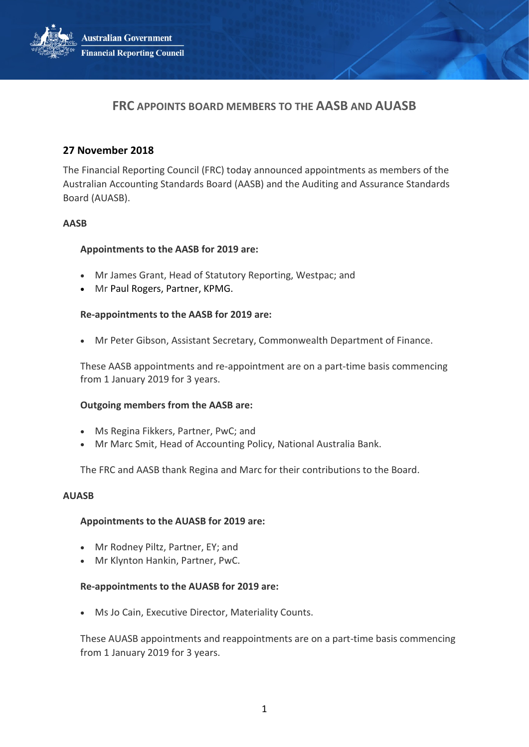Australian Government
Financial Reporting Council

# FRC APPOINTS BOARD MEMBERS TO THE AASB AND AUASB

## 27 November 2018

The Financial Reporting Council (FRC) today announced appointments as members of the Australian Accounting Standards Board (AASB) and the Auditing and Assurance Standards Board (AUASB).

### AASB

**Appointments to the AASB for 2019 are:**

- Mr James Grant, Head of Statutory Reporting, Westpac; and
- Mr Paul Rogers, Partner, KPMG.

**Re-appointments to the AASB for 2019 are:**

- Mr Peter Gibson, Assistant Secretary, Commonwealth Department of Finance.

These AASB appointments and re-appointment are on a part-time basis commencing from 1 January 2019 for 3 years.

**Outgoing members from the AASB are:**

- Ms Regina Fikkers, Partner, PwC; and
- Mr Marc Smit, Head of Accounting Policy, National Australia Bank.

The FRC and AASB thank Regina and Marc for their contributions to the Board.

### AUASB

**Appointments to the AUASB for 2019 are:**

- Mr Rodney Piltz, Partner, EY; and
- Mr Klynton Hankin, Partner, PwC.

**Re-appointments to the AUASB for 2019 are:**

- Ms Jo Cain, Executive Director, Materiality Counts.

These AUASB appointments and reappointments are on a part-time basis commencing from 1 January 2019 for 3 years.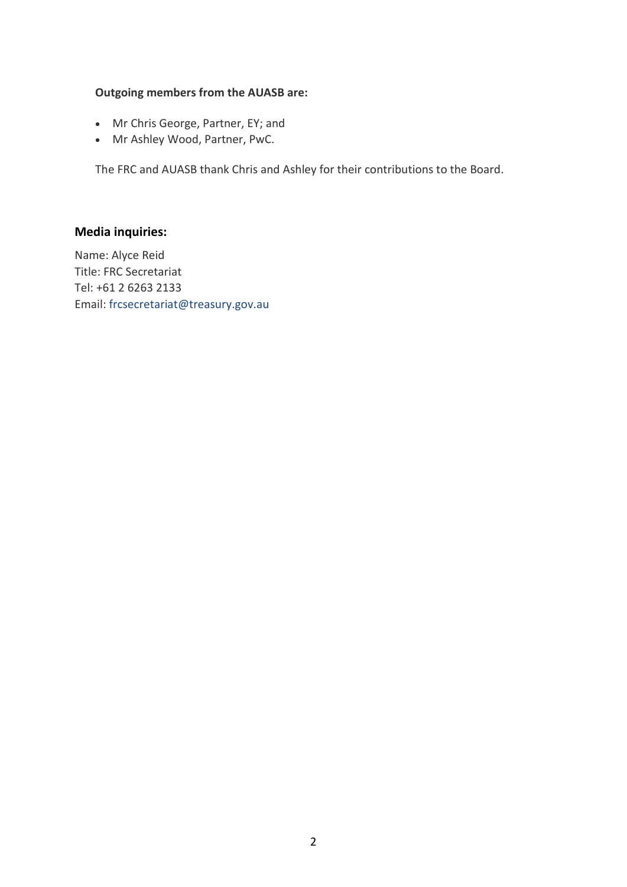**Outgoing members from the AUASB are:**

- Mr Chris George, Partner, EY; and
- Mr Ashley Wood, Partner, PwC.

The FRC and AUASB thank Chris and Ashley for their contributions to the Board.

## Media inquiries:

Name: Alyce Reid
Title: FRC Secretariat
Tel: +61 2 6263 2133
Email: frcsecretariat@treasury.gov.au